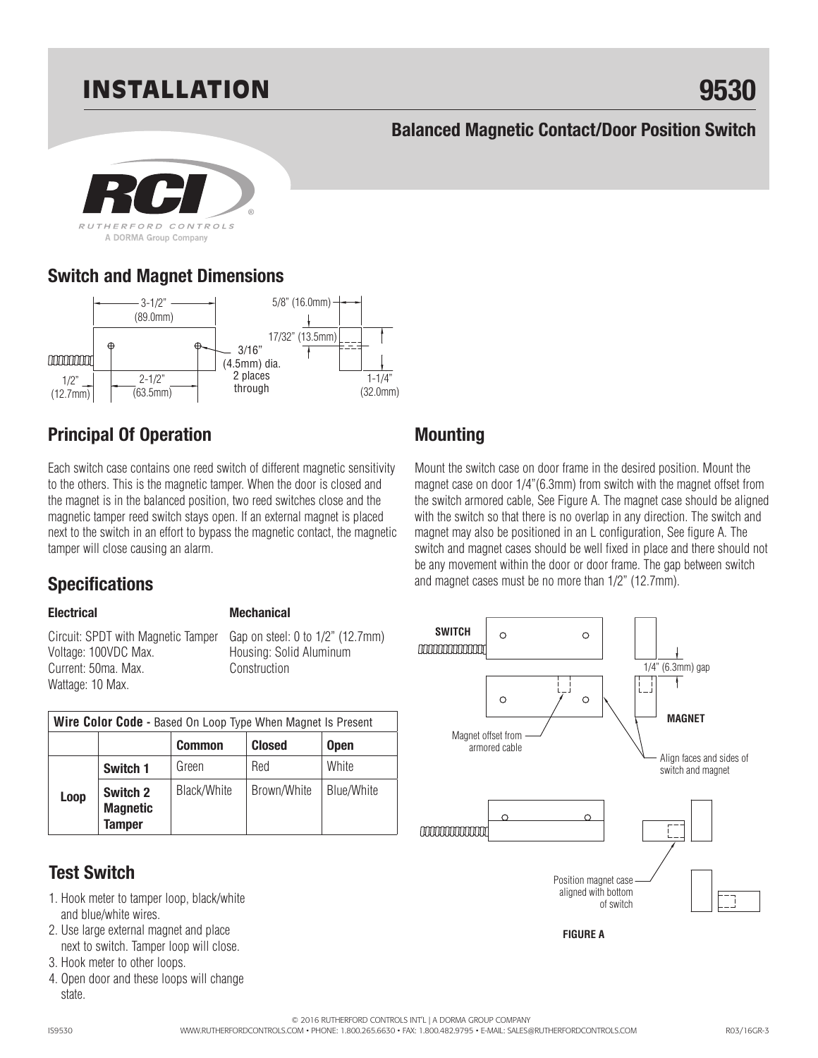# INSTALLATION

# 9530

## Balanced Magnetic Contact/Door Position Switch

RUTHERFORD CONTROLS
A DORMA Group Company

## Switch and Magnet Dimensions

3-1/2" (89.0mm)
2-1/2" (63.5mm)
1/2" (12.7mm)
3/16" (4.5mm) dia. 2 places through
5/8" (16.0mm)
17/32" (13.5mm)
1-1/4" (32.0mm)

## Principal Of Operation

Each switch case contains one reed switch of different magnetic sensitivity to the others. This is the magnetic tamper. When the door is closed and the magnet is in the balanced position, two reed switches close and the magnetic tamper reed switch stays open. If an external magnet is placed next to the switch in an effort to bypass the magnetic contact, the magnetic tamper will close causing an alarm.

## Specifications

**Electrical**

Circuit: SPDT with Magnetic Tamper
Voltage: 100VDC Max.
Current: 50ma. Max.
Wattage: 10 Max.

**Mechanical**

Gap on steel: 0 to 1/2" (12.7mm)
Housing: Solid Aluminum Construction

| **Wire Color Code** - Based On Loop Type When Magnet Is Present | | | | |
|---|---|---|---|---|
| | | **Common** | **Closed** | **Open** |
| **Loop** | **Switch 1** | Green | Red | White |
| | **Switch 2 Magnetic Tamper** | Black/White | Brown/White | Blue/White |

## Test Switch

1. Hook meter to tamper loop, black/white and blue/white wires.
2. Use large external magnet and place next to switch. Tamper loop will close.
3. Hook meter to other loops.
4. Open door and these loops will change state.

## Mounting

Mount the switch case on door frame in the desired position. Mount the magnet case on door 1/4"(6.3mm) from switch with the magnet offset from the switch armored cable, See Figure A. The magnet case should be aligned with the switch so that there is no overlap in any direction. The switch and magnet may also be positioned in an L configuration, See figure A. The switch and magnet cases should be well fixed in place and there should not be any movement within the door or door frame. The gap between switch and magnet cases must be no more than 1/2" (12.7mm).

SWITCH
1/4" (6.3mm) gap
MAGNET
Magnet offset from armored cable
Align faces and sides of switch and magnet
Position magnet case aligned with bottom of switch

**FIGURE A**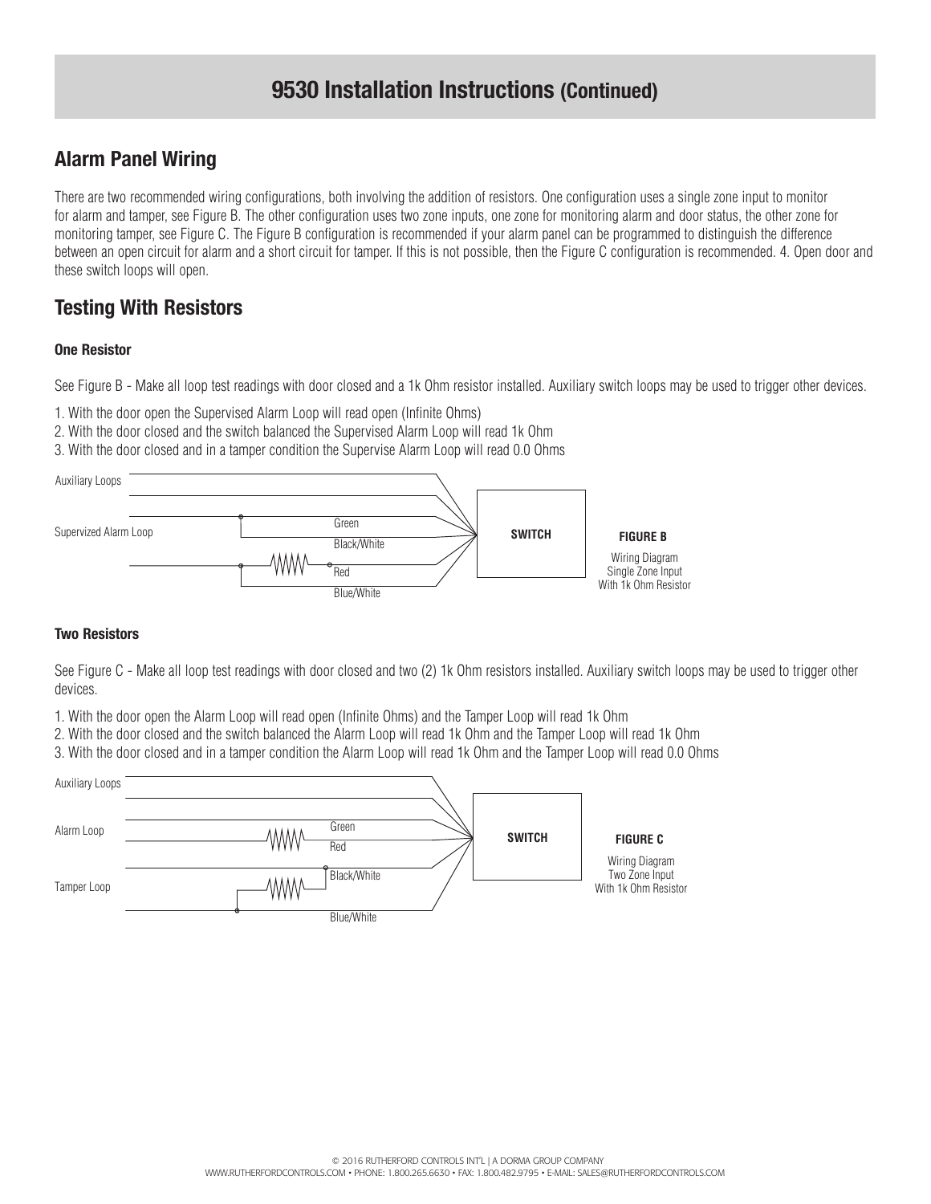# 9530 Installation Instructions (Continued)

## Alarm Panel Wiring

There are two recommended wiring configurations, both involving the addition of resistors. One configuration uses a single zone input to monitor for alarm and tamper, see Figure B. The other configuration uses two zone inputs, one zone for monitoring alarm and door status, the other zone for monitoring tamper, see Figure C. The Figure B configuration is recommended if your alarm panel can be programmed to distinguish the difference between an open circuit for alarm and a short circuit for tamper. If this is not possible, then the Figure C configuration is recommended. 4. Open door and these switch loops will open.

## Testing With Resistors

### One Resistor

See Figure B - Make all loop test readings with door closed and a 1k Ohm resistor installed. Auxiliary switch loops may be used to trigger other devices.

1. With the door open the Supervised Alarm Loop will read open (Infinite Ohms)
2. With the door closed and the switch balanced the Supervised Alarm Loop will read 1k Ohm
3. With the door closed and in a tamper condition the Supervise Alarm Loop will read 0.0 Ohms

Auxiliary Loops

Supervized Alarm Loop

Green

Black/White

Red

Blue/White

SWITCH

**FIGURE B**

Wiring Diagram
Single Zone Input
With 1k Ohm Resistor

### Two Resistors

See Figure C - Make all loop test readings with door closed and two (2) 1k Ohm resistors installed. Auxiliary switch loops may be used to trigger other devices.

1. With the door open the Alarm Loop will read open (Infinite Ohms) and the Tamper Loop will read 1k Ohm
2. With the door closed and the switch balanced the Alarm Loop will read 1k Ohm and the Tamper Loop will read 1k Ohm
3. With the door closed and in a tamper condition the Alarm Loop will read 1k Ohm and the Tamper Loop will read 0.0 Ohms

Auxiliary Loops

Alarm Loop

Tamper Loop

Green

Red

Black/White

Blue/White

SWITCH

**FIGURE C**

Wiring Diagram
Two Zone Input
With 1k Ohm Resistor

© 2016 RUTHERFORD CONTROLS INT'L | A DORMA GROUP COMPANY
WWW.RUTHERFORDCONTROLS.COM • PHONE: 1.800.265.6630 • FAX: 1.800.482.9795 • E-MAIL: SALES@RUTHERFORDCONTROLS.COM